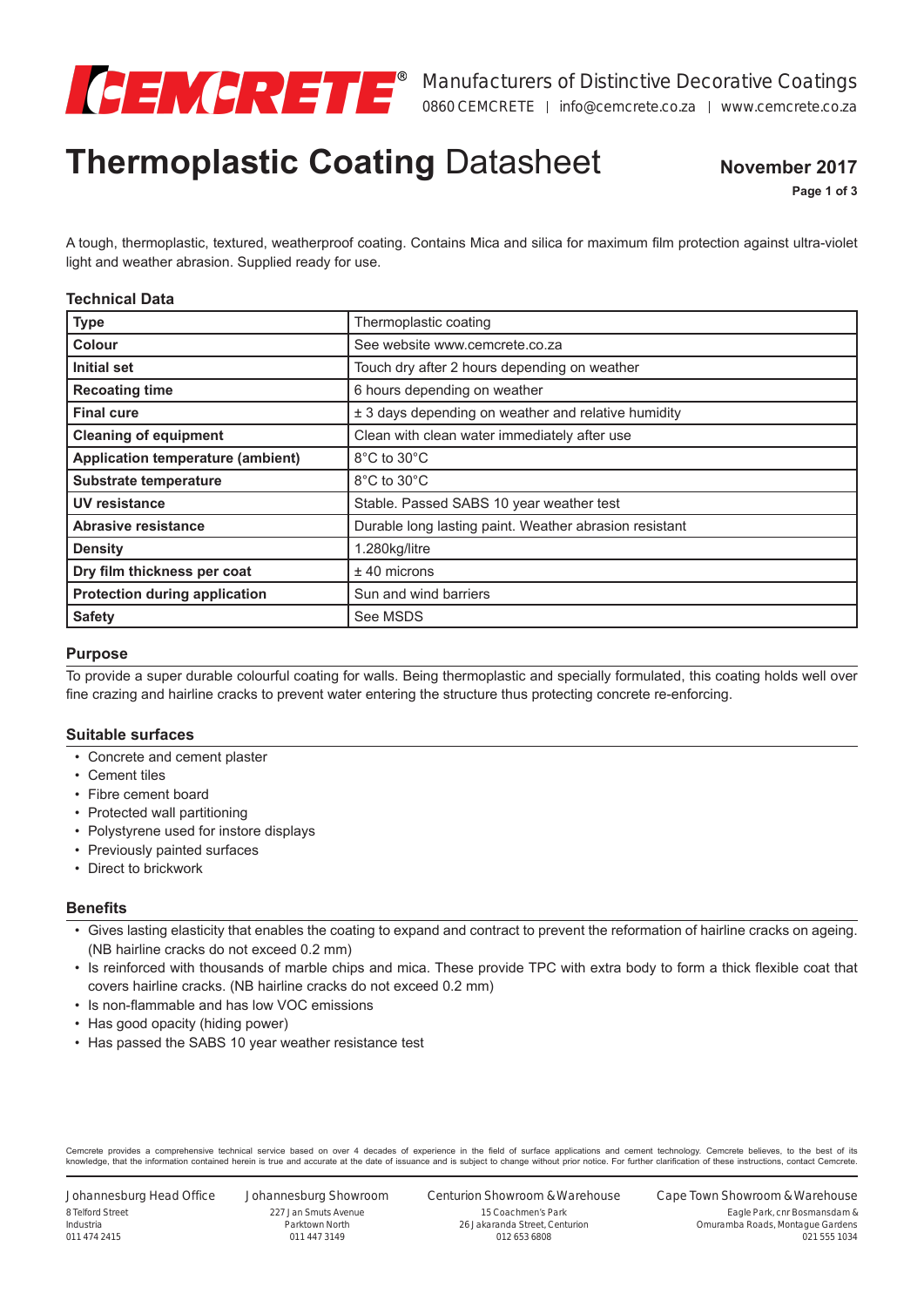Manufacturers of Distinctive Decorative Coatings

0860 CEMCRETE | info@cemcrete.co.za | www.cemcrete.co.za

# **Thermoplastic Coating** Datasheet

**November 2017**

A tough, thermoplastic, textured, weatherproof coating. Contains Mica and silica for maximum film protection against ultra-violet light and weather abrasion. Supplied ready for use.

### Technical Data

| | |
|---|---|
| **Type** | Thermoplastic coating |
| **Colour** | See website www.cemcrete.co.za |
| **Initial set** | Touch dry after 2 hours depending on weather |
| **Recoating time** | 6 hours depending on weather |
| **Final cure** | ± 3 days depending on weather and relative humidity |
| **Cleaning of equipment** | Clean with clean water immediately after use |
| **Application temperature (ambient)** | 8°C to 30°C |
| **Substrate temperature** | 8°C to 30°C |
| **UV resistance** | Stable. Passed SABS 10 year weather test |
| **Abrasive resistance** | Durable long lasting paint. Weather abrasion resistant |
| **Density** | 1.280kg/litre |
| **Dry film thickness per coat** | ± 40 microns |
| **Protection during application** | Sun and wind barriers |
| **Safety** | See MSDS |

### Purpose

To provide a super durable colourful coating for walls. Being thermoplastic and specially formulated, this coating holds well over fine crazing and hairline cracks to prevent water entering the structure thus protecting concrete re-enforcing.

### Suitable surfaces

- Concrete and cement plaster
- Cement tiles
- Fibre cement board
- Protected wall partitioning
- Polystyrene used for instore displays
- Previously painted surfaces
- Direct to brickwork

### Benefits

- Gives lasting elasticity that enables the coating to expand and contract to prevent the reformation of hairline cracks on ageing. (NB hairline cracks do not exceed 0.2 mm)
- Is reinforced with thousands of marble chips and mica. These provide TPC with extra body to form a thick flexible coat that covers hairline cracks. (NB hairline cracks do not exceed 0.2 mm)
- Is non-flammable and has low VOC emissions
- Has good opacity (hiding power)
- Has passed the SABS 10 year weather resistance test

Cemcrete provides a comprehensive technical service based on over 4 decades of experience in the field of surface applications and cement technology. Cemcrete believes, to the best of its knowledge, that the information contained herein is true and accurate at the date of issuance and is subject to change without prior notice. For further clarification of these instructions, contact Cemcrete.

Johannesburg Head Office
8 Telford Street
Industria
011 474 2415

Johannesburg Showroom
227 Jan Smuts Avenue
Parktown North
011 447 3149

Centurion Showroom & Warehouse
15 Coachmen's Park
26 Jakaranda Street, Centurion
012 653 6808

Cape Town Showroom & Warehouse
Eagle Park, cnr Bosmansdam &
Omuramba Roads, Montague Gardens
021 555 1034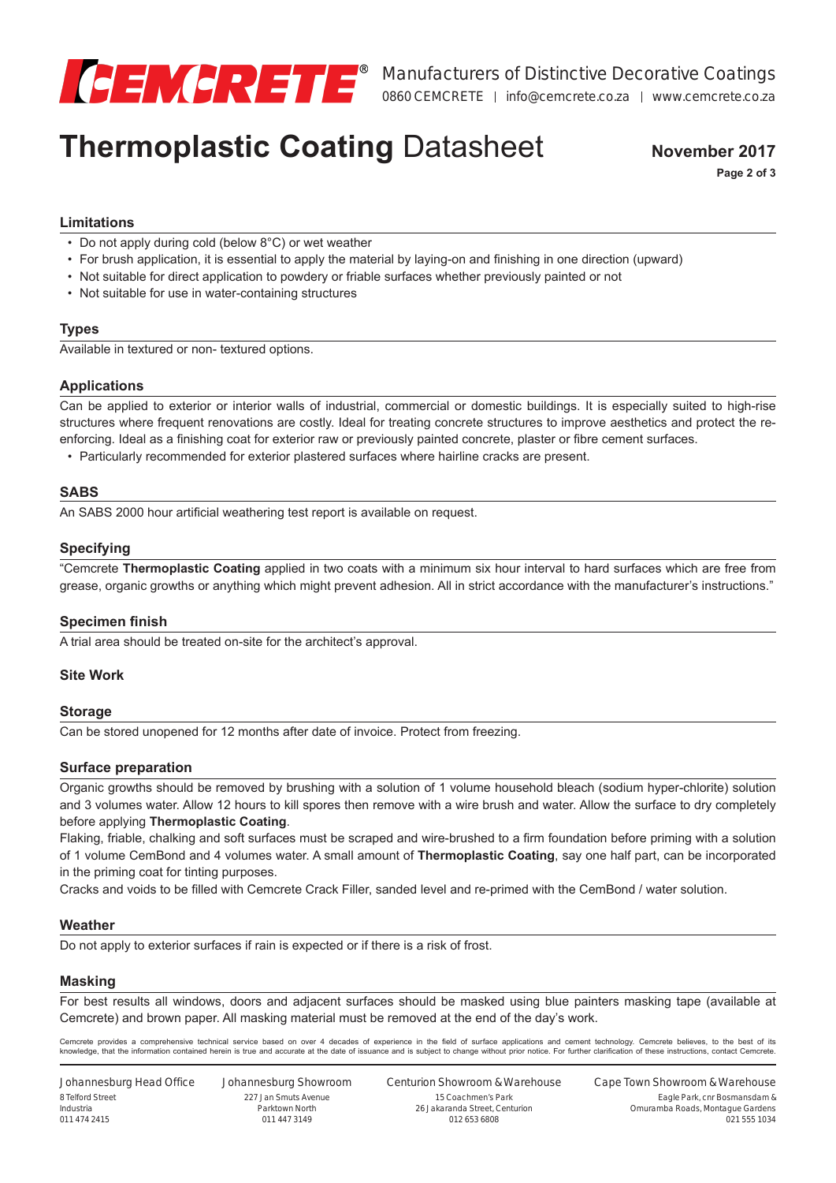## Limitations

- Do not apply during cold (below 8°C) or wet weather
- For brush application, it is essential to apply the material by laying-on and finishing in one direction (upward)
- Not suitable for direct application to powdery or friable surfaces whether previously painted or not
- Not suitable for use in water-containing structures

## Types

Available in textured or non- textured options.

## Applications

Can be applied to exterior or interior walls of industrial, commercial or domestic buildings. It is especially suited to high-rise structures where frequent renovations are costly. Ideal for treating concrete structures to improve aesthetics and protect the re-enforcing. Ideal as a finishing coat for exterior raw or previously painted concrete, plaster or fibre cement surfaces.

- Particularly recommended for exterior plastered surfaces where hairline cracks are present.

## SABS

An SABS 2000 hour artificial weathering test report is available on request.

## Specifying

"Cemcrete **Thermoplastic Coating** applied in two coats with a minimum six hour interval to hard surfaces which are free from grease, organic growths or anything which might prevent adhesion. All in strict accordance with the manufacturer's instructions."

## Specimen finish

A trial area should be treated on-site for the architect's approval.

## Site Work

## Storage

Can be stored unopened for 12 months after date of invoice. Protect from freezing.

## Surface preparation

Organic growths should be removed by brushing with a solution of 1 volume household bleach (sodium hyper-chlorite) solution and 3 volumes water. Allow 12 hours to kill spores then remove with a wire brush and water. Allow the surface to dry completely before applying **Thermoplastic Coating**.

Flaking, friable, chalking and soft surfaces must be scraped and wire-brushed to a firm foundation before priming with a solution of 1 volume CemBond and 4 volumes water. A small amount of **Thermoplastic Coating**, say one half part, can be incorporated in the priming coat for tinting purposes.

Cracks and voids to be filled with Cemcrete Crack Filler, sanded level and re-primed with the CemBond / water solution.

## Weather

Do not apply to exterior surfaces if rain is expected or if there is a risk of frost.

## Masking

For best results all windows, doors and adjacent surfaces should be masked using blue painters masking tape (available at Cemcrete) and brown paper. All masking material must be removed at the end of the day's work.

Cemcrete provides a comprehensive technical service based on over 4 decades of experience in the field of surface applications and cement technology. Cemcrete believes, to the best of its knowledge, that the information contained herein is true and accurate at the date of issuance and is subject to change without prior notice. For further clarification of these instructions, contact Cemcrete.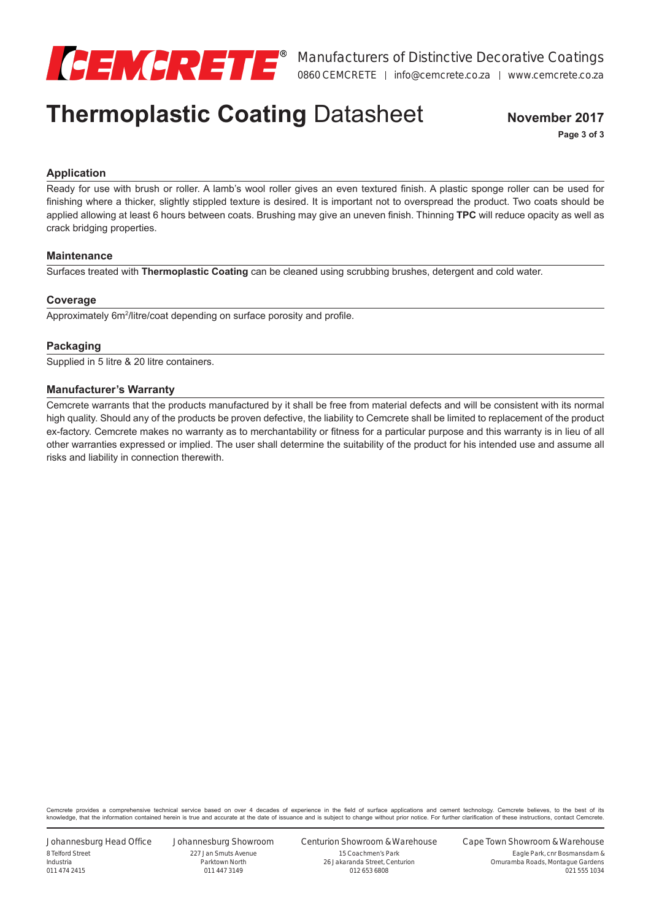## Application

Ready for use with brush or roller. A lamb's wool roller gives an even textured finish. A plastic sponge roller can be used for finishing where a thicker, slightly stippled texture is desired. It is important not to overspread the product. Two coats should be applied allowing at least 6 hours between coats. Brushing may give an uneven finish. Thinning **TPC** will reduce opacity as well as crack bridging properties.

## Maintenance

Surfaces treated with **Thermoplastic Coating** can be cleaned using scrubbing brushes, detergent and cold water.

## Coverage

Approximately 6m²/litre/coat depending on surface porosity and profile.

## Packaging

Supplied in 5 litre & 20 litre containers.

## Manufacturer's Warranty

Cemcrete warrants that the products manufactured by it shall be free from material defects and will be consistent with its normal high quality. Should any of the products be proven defective, the liability to Cemcrete shall be limited to replacement of the product ex-factory. Cemcrete makes no warranty as to merchantability or fitness for a particular purpose and this warranty is in lieu of all other warranties expressed or implied. The user shall determine the suitability of the product for his intended use and assume all risks and liability in connection therewith.

Cemcrete provides a comprehensive technical service based on over 4 decades of experience in the field of surface applications and cement technology. Cemcrete believes, to the best of its knowledge, that the information contained herein is true and accurate at the date of issuance and is subject to change without prior notice. For further clarification of these instructions, contact Cemcrete.

**Johannesburg Head Office**
8 Telford Street
Industria
011 474 2415

**Johannesburg Showroom**
227 Jan Smuts Avenue
Parktown North
011 447 3149

**Centurion Showroom & Warehouse**
15 Coachmen's Park
26 Jakaranda Street, Centurion
012 653 6808

**Cape Town Showroom & Warehouse**
Eagle Park, cnr Bosmansdam &
Omuramba Roads, Montague Gardens
021 555 1034